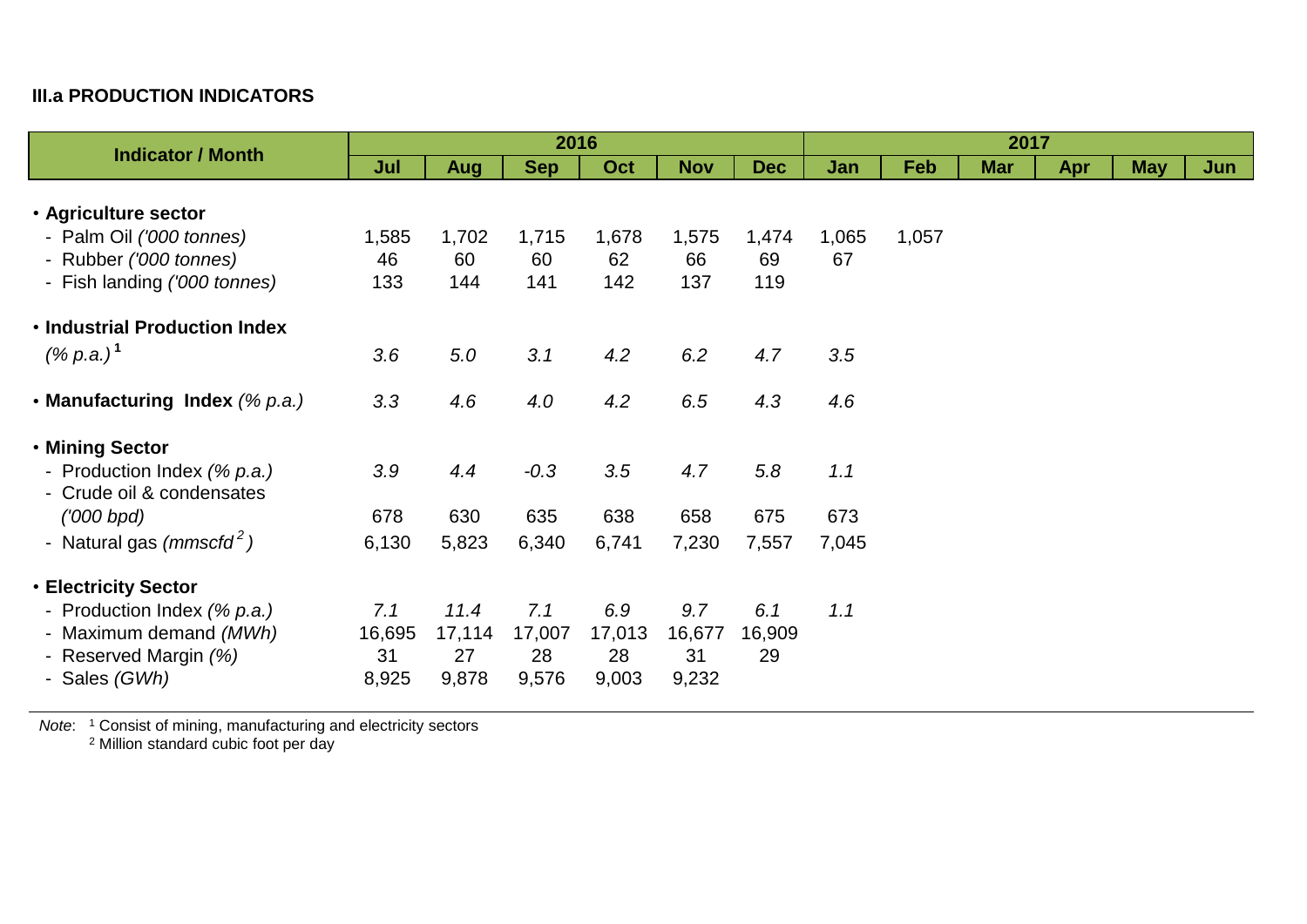### III.a PRODUCTION INDICATORS

| Indicator / Month | 2016 | | | | | | 2017 | | | | | |
|---|---|---|---|---|---|---|---|---|---|---|---|---|
| | Jul | Aug | Sep | Oct | Nov | Dec | Jan | Feb | Mar | Apr | May | Jun |
| • **Agriculture sector** | | | | | | | | | | | | |
| - Palm Oil *('000 tonnes)* | 1,585 | 1,702 | 1,715 | 1,678 | 1,575 | 1,474 | 1,065 | 1,057 | | | | |
| - Rubber *('000 tonnes)* | 46 | 60 | 60 | 62 | 66 | 69 | 67 | | | | | |
| - Fish landing *('000 tonnes)* | 133 | 144 | 141 | 142 | 137 | 119 | | | | | | |
| • **Industrial Production Index** *(% p.a.)* [1] | *3.6* | *5.0* | *3.1* | *4.2* | *6.2* | *4.7* | *3.5* | | | | | |
| • **Manufacturing Index** *(% p.a.)* | *3.3* | *4.6* | *4.0* | *4.2* | *6.5* | *4.3* | *4.6* | | | | | |
| • **Mining Sector** | | | | | | | | | | | | |
| - Production Index *(% p.a.)* | *3.9* | *4.4* | *-0.3* | *3.5* | *4.7* | *5.8* | *1.1* | | | | | |
| - Crude oil & condensates *('000 bpd)* | 678 | 630 | 635 | 638 | 658 | 675 | 673 | | | | | |
| - Natural gas *(mmscfd [2])* | 6,130 | 5,823 | 6,340 | 6,741 | 7,230 | 7,557 | 7,045 | | | | | |
| • **Electricity Sector** | | | | | | | | | | | | |
| - Production Index *(% p.a.)* | *7.1* | *11.4* | *7.1* | *6.9* | *9.7* | *6.1* | *1.1* | | | | | |
| - Maximum demand *(MWh)* | 16,695 | 17,114 | 17,007 | 17,013 | 16,677 | 16,909 | | | | | | |
| - Reserved Margin *(%)* | 31 | 27 | 28 | 28 | 31 | 29 | | | | | | |
| - Sales *(GWh)* | 8,925 | 9,878 | 9,576 | 9,003 | 9,232 | | | | | | | |

*Note*: [1] Consist of mining, manufacturing and electricity sectors
[2] Million standard cubic foot per day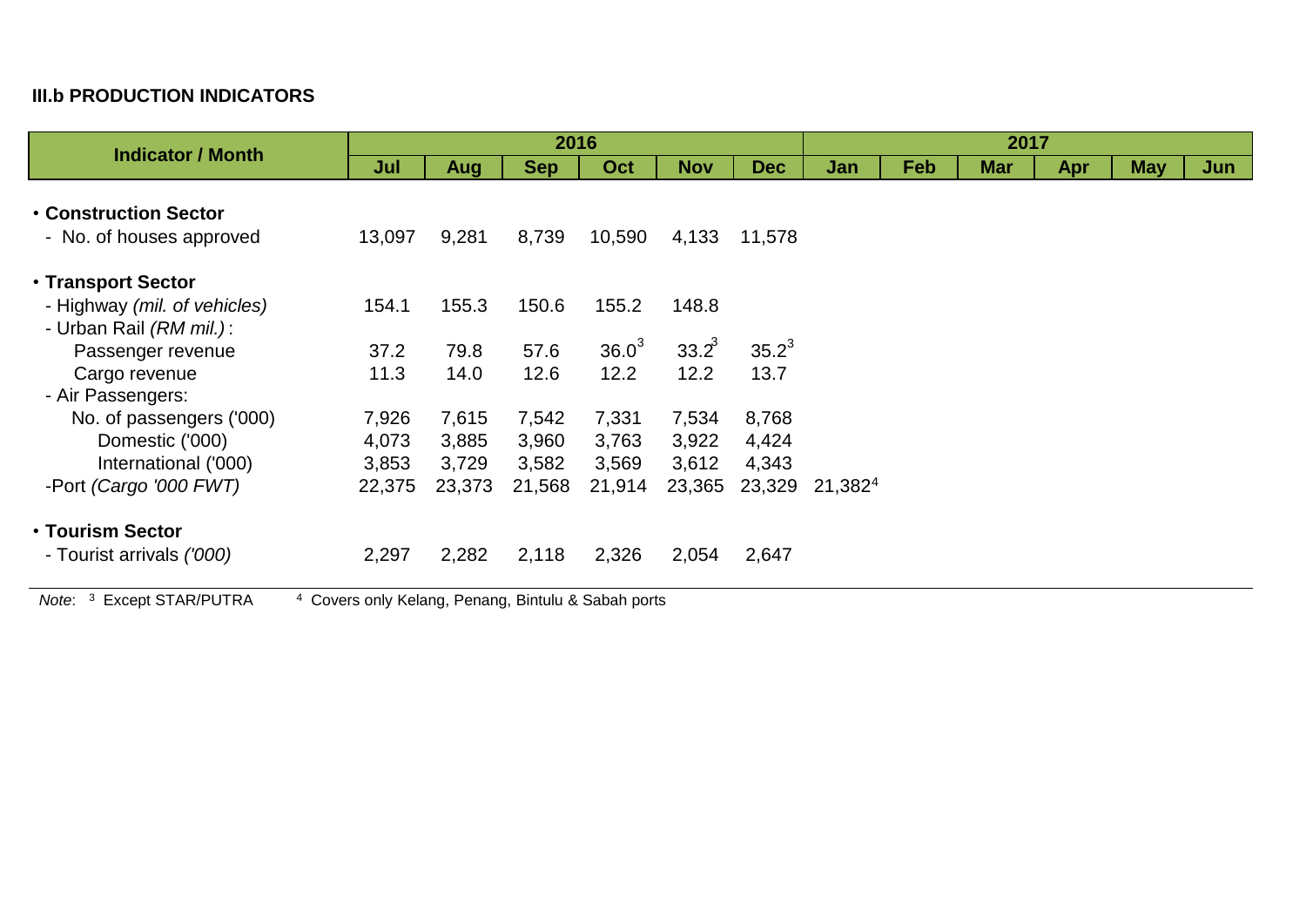### III.b PRODUCTION INDICATORS

| Indicator / Month | 2016 | | | | | | 2017 | | | | | |
|---|---|---|---|---|---|---|---|---|---|---|---|---|
| | Jul | Aug | Sep | Oct | Nov | Dec | Jan | Feb | Mar | Apr | May | Jun |
| • **Construction Sector** | | | | | | | | | | | | |
| - No. of houses approved | 13,097 | 9,281 | 8,739 | 10,590 | 4,133 | 11,578 | | | | | | |
| • **Transport Sector** | | | | | | | | | | | | |
| - Highway *(mil. of vehicles)* | 154.1 | 155.3 | 150.6 | 155.2 | 148.8 | | | | | | | |
| - Urban Rail *(RM mil.)* : | | | | | | | | | | | | |
| Passenger revenue | 37.2 | 79.8 | 57.6 | 36.0[3] | 33.2[3] | 35.2[3] | | | | | | |
| Cargo revenue | 11.3 | 14.0 | 12.6 | 12.2 | 12.2 | 13.7 | | | | | | |
| - Air Passengers: | | | | | | | | | | | | |
| No. of passengers ('000) | 7,926 | 7,615 | 7,542 | 7,331 | 7,534 | 8,768 | | | | | | |
| Domestic ('000) | 4,073 | 3,885 | 3,960 | 3,763 | 3,922 | 4,424 | | | | | | |
| International ('000) | 3,853 | 3,729 | 3,582 | 3,569 | 3,612 | 4,343 | | | | | | |
| -Port *(Cargo '000 FWT)* | 22,375 | 23,373 | 21,568 | 21,914 | 23,365 | 23,329 | 21,382[4] | | | | | |
| • **Tourism Sector** | | | | | | | | | | | | |
| - Tourist arrivals *('000)* | 2,297 | 2,282 | 2,118 | 2,326 | 2,054 | 2,647 | | | | | | |

*Note*: [3] Except STAR/PUTRA [4] Covers only Kelang, Penang, Bintulu & Sabah ports